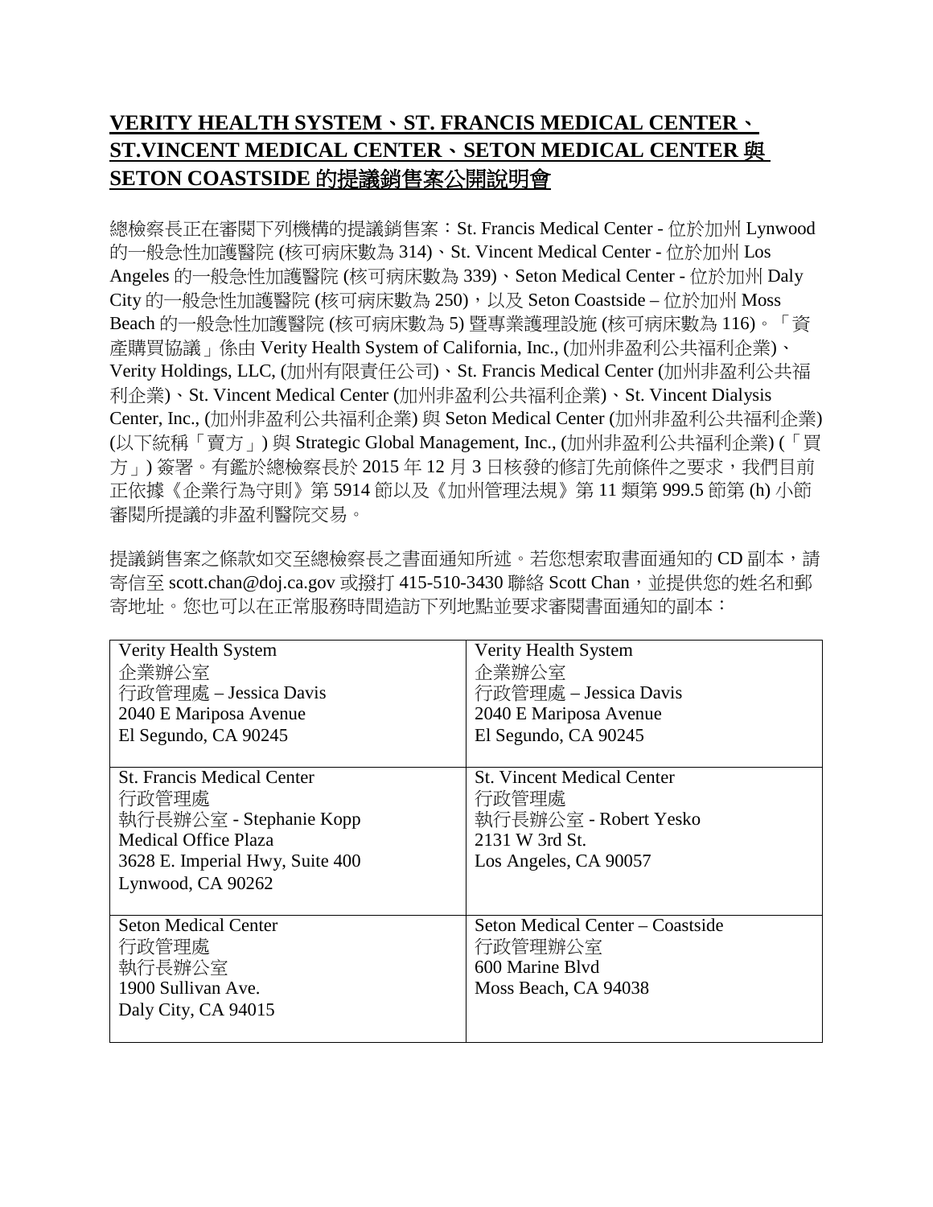# VERITY HEALTH SYSTEM、ST. FRANCIS MEDICAL CENTER、ST.VINCENT MEDICAL CENTER、SETON MEDICAL CENTER 與 SETON COASTSIDE 的提議銷售案公開說明會

總檢察長正在審閱下列機構的提議銷售案：St. Francis Medical Center - 位於加州 Lynwood 的一般急性加護醫院 (核可病床數為 314)、St. Vincent Medical Center - 位於加州 Los Angeles 的一般急性加護醫院 (核可病床數為 339)、Seton Medical Center - 位於加州 Daly City 的一般急性加護醫院 (核可病床數為 250)，以及 Seton Coastside – 位於加州 Moss Beach 的一般急性加護醫院 (核可病床數為 5) 暨專業護理設施 (核可病床數為 116)。「資產購買協議」係由 Verity Health System of California, Inc., (加州非盈利公共福利企業)、Verity Holdings, LLC, (加州有限責任公司)、St. Francis Medical Center (加州非盈利公共福利企業)、St. Vincent Medical Center (加州非盈利公共福利企業)、St. Vincent Dialysis Center, Inc., (加州非盈利公共福利企業) 與 Seton Medical Center (加州非盈利公共福利企業) (以下統稱「賣方」) 與 Strategic Global Management, Inc., (加州非盈利公共福利企業) (「買方」) 簽署。有鑑於總檢察長於 2015 年 12 月 3 日核發的修訂先前條件之要求，我們目前正依據《企業行為守則》第 5914 節以及《加州管理法規》第 11 類第 999.5 節第 (h) 小節審閱所提議的非盈利醫院交易。

提議銷售案之條款如交至總檢察長之書面通知所述。若您想索取書面通知的 CD 副本，請寄信至 scott.chan@doj.ca.gov 或撥打 415-510-3430 聯絡 Scott Chan，並提供您的姓名和郵寄地址。您也可以在正常服務時間造訪下列地點並要求審閱書面通知的副本：

| | |
|---|---|
| Verity Health System<br>企業辦公室<br>行政管理處 – Jessica Davis<br>2040 E Mariposa Avenue<br>El Segundo, CA 90245 | Verity Health System<br>企業辦公室<br>行政管理處 – Jessica Davis<br>2040 E Mariposa Avenue<br>El Segundo, CA 90245 |
| St. Francis Medical Center<br>行政管理處<br>執行長辦公室 - Stephanie Kopp<br>Medical Office Plaza<br>3628 E. Imperial Hwy, Suite 400<br>Lynwood, CA 90262 | St. Vincent Medical Center<br>行政管理處<br>執行長辦公室 - Robert Yesko<br>2131 W 3rd St.<br>Los Angeles, CA 90057 |
| Seton Medical Center<br>行政管理處<br>執行長辦公室<br>1900 Sullivan Ave.<br>Daly City, CA 94015 | Seton Medical Center – Coastside<br>行政管理辦公室<br>600 Marine Blvd<br>Moss Beach, CA 94038 |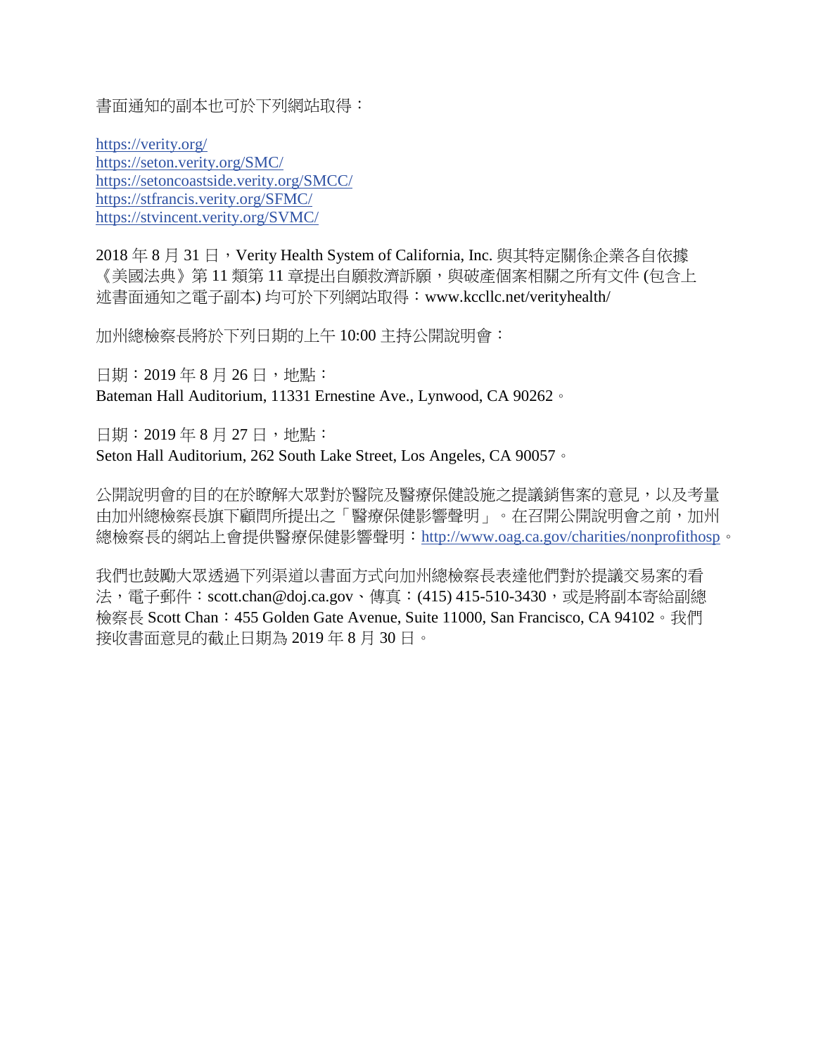書面通知的副本也可於下列網站取得：

https://verity.org/
https://seton.verity.org/SMC/
https://setoncoastside.verity.org/SMCC/
https://stfrancis.verity.org/SFMC/
https://stvincent.verity.org/SVMC/

2018 年 8 月 31 日，Verity Health System of California, Inc. 與其特定關係企業各自依據《美國法典》第 11 類第 11 章提出自願救濟訴願，與破產個案相關之所有文件 (包含上述書面通知之電子副本) 均可於下列網站取得：www.kccllc.net/verityhealth/

加州總檢察長將於下列日期的上午 10:00 主持公開說明會：

日期：2019 年 8 月 26 日，地點：
Bateman Hall Auditorium, 11331 Ernestine Ave., Lynwood, CA 90262。

日期：2019 年 8 月 27 日，地點：
Seton Hall Auditorium, 262 South Lake Street, Los Angeles, CA 90057。

公開說明會的目的在於瞭解大眾對於醫院及醫療保健設施之提議銷售案的意見，以及考量由加州總檢察長旗下顧問所提出之「醫療保健影響聲明」。在召開公開說明會之前，加州總檢察長的網站上會提供醫療保健影響聲明：http://www.oag.ca.gov/charities/nonprofithosp。

我們也鼓勵大眾透過下列渠道以書面方式向加州總檢察長表達他們對於提議交易案的看法，電子郵件：scott.chan@doj.ca.gov、傳真：(415) 415-510-3430，或是將副本寄給副總檢察長 Scott Chan：455 Golden Gate Avenue, Suite 11000, San Francisco, CA 94102。我們接收書面意見的截止日期為 2019 年 8 月 30 日。